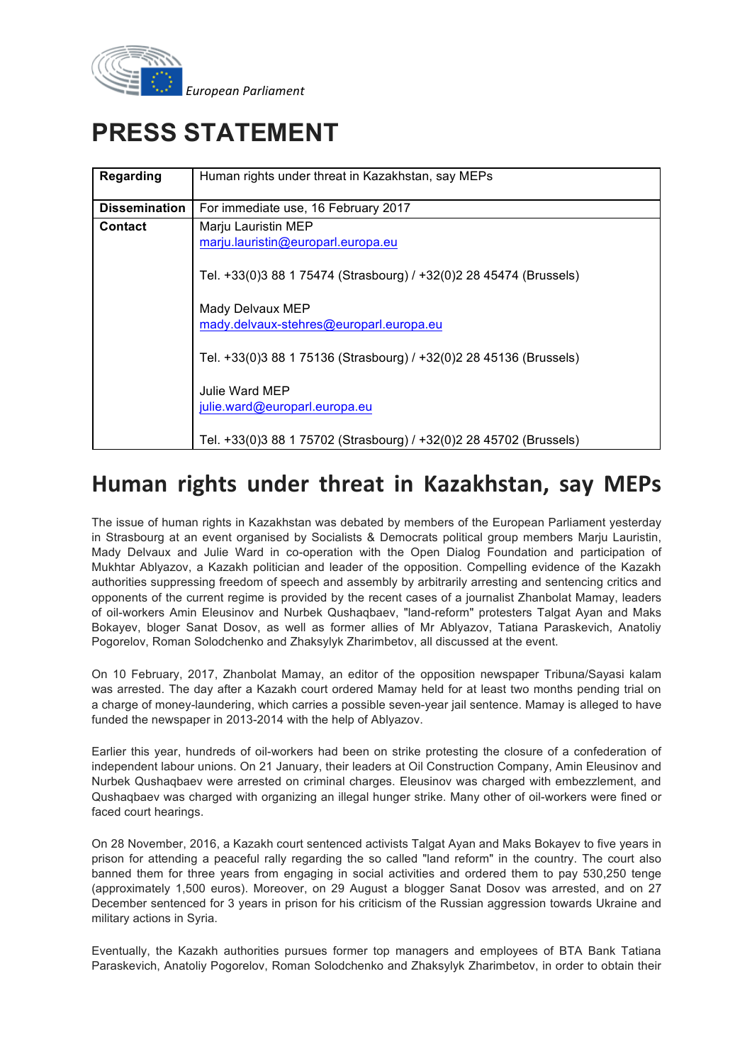*European Parliament*

# PRESS STATEMENT

| **Regarding** | Human rights under threat in Kazakhstan, say MEPs |
|---|---|
| **Dissemination** | For immediate use, 16 February 2017 |
| **Contact** | Marju Lauristin MEP<br>marju.lauristin@europarl.europa.eu<br><br>Tel. +33(0)3 88 1 75474 (Strasbourg) / +32(0)2 28 45474 (Brussels)<br><br>Mady Delvaux MEP<br>mady.delvaux-stehres@europarl.europa.eu<br><br>Tel. +33(0)3 88 1 75136 (Strasbourg) / +32(0)2 28 45136 (Brussels)<br><br>Julie Ward MEP<br>julie.ward@europarl.europa.eu<br><br>Tel. +33(0)3 88 1 75702 (Strasbourg) / +32(0)2 28 45702 (Brussels) |

## Human rights under threat in Kazakhstan, say MEPs

The issue of human rights in Kazakhstan was debated by members of the European Parliament yesterday in Strasbourg at an event organised by Socialists & Democrats political group members Marju Lauristin, Mady Delvaux and Julie Ward in co-operation with the Open Dialog Foundation and participation of Mukhtar Ablyazov, a Kazakh politician and leader of the opposition. Compelling evidence of the Kazakh authorities suppressing freedom of speech and assembly by arbitrarily arresting and sentencing critics and opponents of the current regime is provided by the recent cases of a journalist Zhanbolat Mamay, leaders of oil-workers Amin Eleusinov and Nurbek Qushaqbaev, "land-reform" protesters Talgat Ayan and Maks Bokayev, bloger Sanat Dosov, as well as former allies of Mr Ablyazov, Tatiana Paraskevich, Anatoliy Pogorelov, Roman Solodchenko and Zhaksylyk Zharimbetov, all discussed at the event.

On 10 February, 2017, Zhanbolat Mamay, an editor of the opposition newspaper Tribuna/Sayasi kalam was arrested. The day after a Kazakh court ordered Mamay held for at least two months pending trial on a charge of money-laundering, which carries a possible seven-year jail sentence. Mamay is alleged to have funded the newspaper in 2013-2014 with the help of Ablyazov.

Earlier this year, hundreds of oil-workers had been on strike protesting the closure of a confederation of independent labour unions. On 21 January, their leaders at Oil Construction Company, Amin Eleusinov and Nurbek Qushaqbaev were arrested on criminal charges. Eleusinov was charged with embezzlement, and Qushaqbaev was charged with organizing an illegal hunger strike. Many other of oil-workers were fined or faced court hearings.

On 28 November, 2016, a Kazakh court sentenced activists Talgat Ayan and Maks Bokayev to five years in prison for attending a peaceful rally regarding the so called "land reform" in the country. The court also banned them for three years from engaging in social activities and ordered them to pay 530,250 tenge (approximately 1,500 euros). Moreover, on 29 August a blogger Sanat Dosov was arrested, and on 27 December sentenced for 3 years in prison for his criticism of the Russian aggression towards Ukraine and military actions in Syria.

Eventually, the Kazakh authorities pursues former top managers and employees of BTA Bank Tatiana Paraskevich, Anatoliy Pogorelov, Roman Solodchenko and Zhaksylyk Zharimbetov, in order to obtain their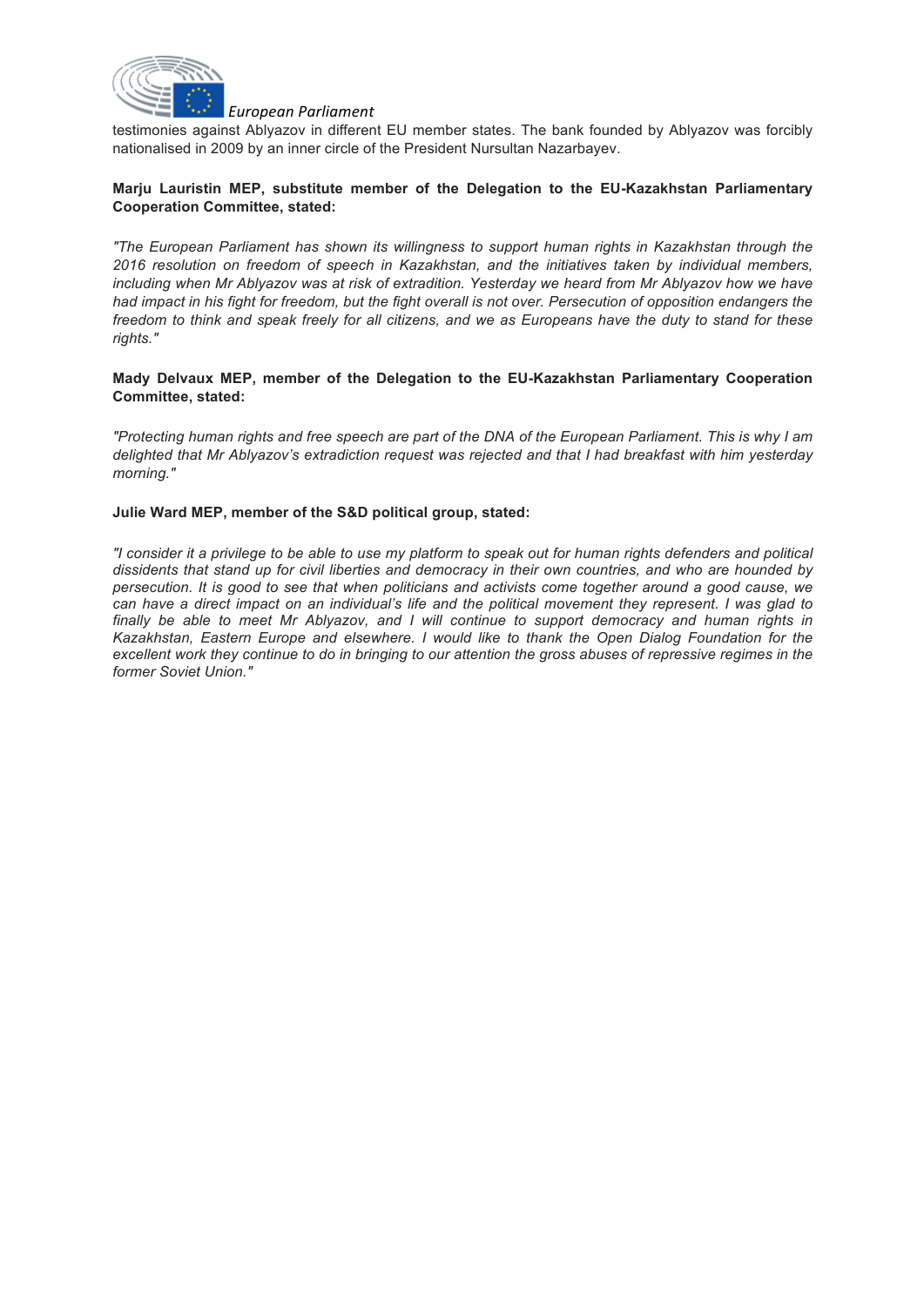testimonies against Ablyazov in different EU member states. The bank founded by Ablyazov was forcibly nationalised in 2009 by an inner circle of the President Nursultan Nazarbayev.

**Marju Lauristin MEP, substitute member of the Delegation to the EU-Kazakhstan Parliamentary Cooperation Committee, stated:**

*"The European Parliament has shown its willingness to support human rights in Kazakhstan through the 2016 resolution on freedom of speech in Kazakhstan, and the initiatives taken by individual members, including when Mr Ablyazov was at risk of extradition. Yesterday we heard from Mr Ablyazov how we have had impact in his fight for freedom, but the fight overall is not over. Persecution of opposition endangers the freedom to think and speak freely for all citizens, and we as Europeans have the duty to stand for these rights."*

**Mady Delvaux MEP, member of the Delegation to the EU-Kazakhstan Parliamentary Cooperation Committee, stated:**

*"Protecting human rights and free speech are part of the DNA of the European Parliament. This is why I am delighted that Mr Ablyazov's extradiction request was rejected and that I had breakfast with him yesterday morning."*

**Julie Ward MEP, member of the S&D political group, stated:**

*"I consider it a privilege to be able to use my platform to speak out for human rights defenders and political dissidents that stand up for civil liberties and democracy in their own countries, and who are hounded by persecution. It is good to see that when politicians and activists come together around a good cause, we can have a direct impact on an individual's life and the political movement they represent. I was glad to finally be able to meet Mr Ablyazov, and I will continue to support democracy and human rights in Kazakhstan, Eastern Europe and elsewhere. I would like to thank the Open Dialog Foundation for the excellent work they continue to do in bringing to our attention the gross abuses of repressive regimes in the former Soviet Union."*